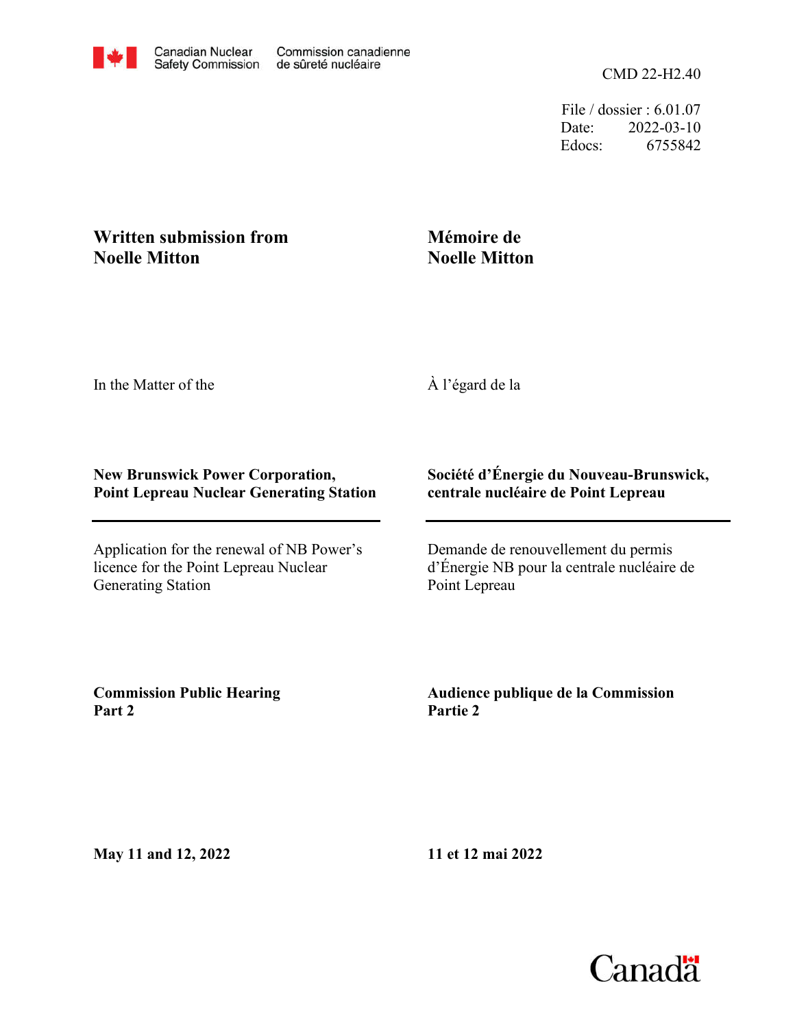Canadian Nuclear Safety Commission | Commission canadienne de sûreté nucléaire

CMD 22-H2.40

File / dossier : 6.01.07
Date: 2022-03-10
Edocs: 6755842

**Written submission from Noelle Mitton**

**Mémoire de Noelle Mitton**

In the Matter of the

À l'égard de la

**New Brunswick Power Corporation, Point Lepreau Nuclear Generating Station**

**Société d'Énergie du Nouveau-Brunswick, centrale nucléaire de Point Lepreau**

---

Application for the renewal of NB Power's licence for the Point Lepreau Nuclear Generating Station

Demande de renouvellement du permis d'Énergie NB pour la centrale nucléaire de Point Lepreau

**Commission Public Hearing Part 2**

**Audience publique de la Commission Partie 2**

**May 11 and 12, 2022**

**11 et 12 mai 2022**

Canada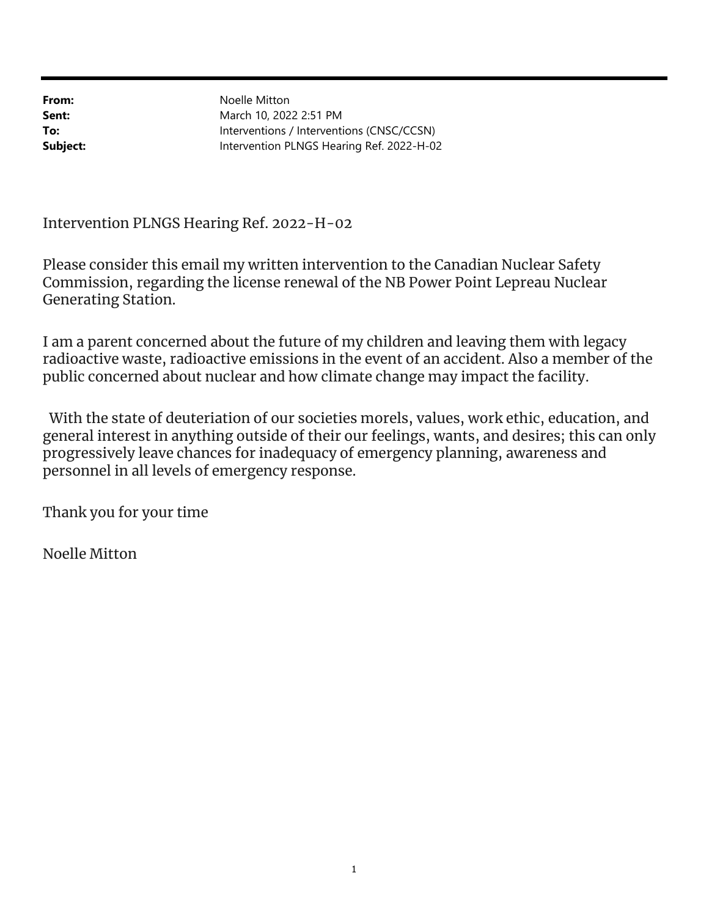**From:** Noelle Mitton
**Sent:** March 10, 2022 2:51 PM
**To:** Interventions / Interventions (CNSC/CCSN)
**Subject:** Intervention PLNGS Hearing Ref. 2022-H-02

Intervention PLNGS Hearing Ref. 2022-H-02

Please consider this email my written intervention to the Canadian Nuclear Safety Commission, regarding the license renewal of the NB Power Point Lepreau Nuclear Generating Station.

I am a parent concerned about the future of my children and leaving them with legacy radioactive waste, radioactive emissions in the event of an accident. Also a member of the public concerned about nuclear and how climate change may impact the facility.

With the state of deuteriation of our societies morels, values, work ethic, education, and general interest in anything outside of their our feelings, wants, and desires; this can only progressively leave chances for inadequacy of emergency planning, awareness and personnel in all levels of emergency response.

Thank you for your time

Noelle Mitton